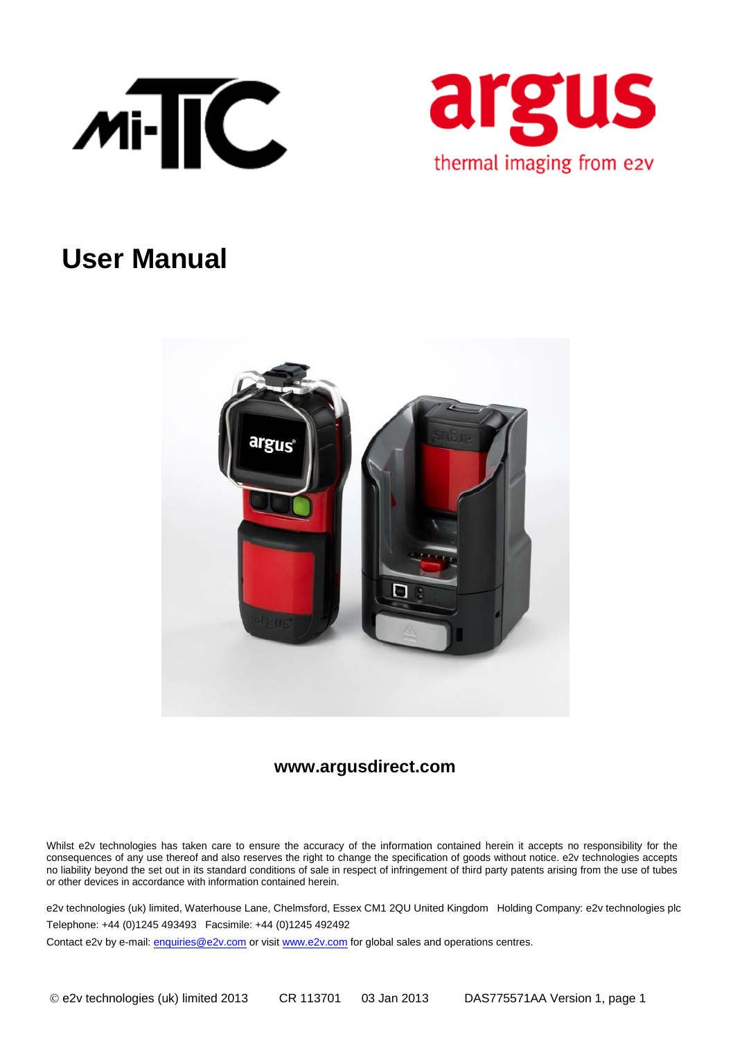Mi-TIC

argus

thermal imaging from e2v

# User Manual

**www.argusdirect.com**

Whilst e2v technologies has taken care to ensure the accuracy of the information contained herein it accepts no responsibility for the consequences of any use thereof and also reserves the right to change the specification of goods without notice. e2v technologies accepts no liability beyond the set out in its standard conditions of sale in respect of infringement of third party patents arising from the use of tubes or other devices in accordance with information contained herein.

e2v technologies (uk) limited, Waterhouse Lane, Chelmsford, Essex CM1 2QU United Kingdom Holding Company: e2v technologies plc

Telephone: +44 (0)1245 493493 Facsimile: +44 (0)1245 492492

Contact e2v by e-mail: enquiries@e2v.com or visit www.e2v.com for global sales and operations centres.

© e2v technologies (uk) limited 2013 CR 113701 03 Jan 2013 DAS775571AA Version 1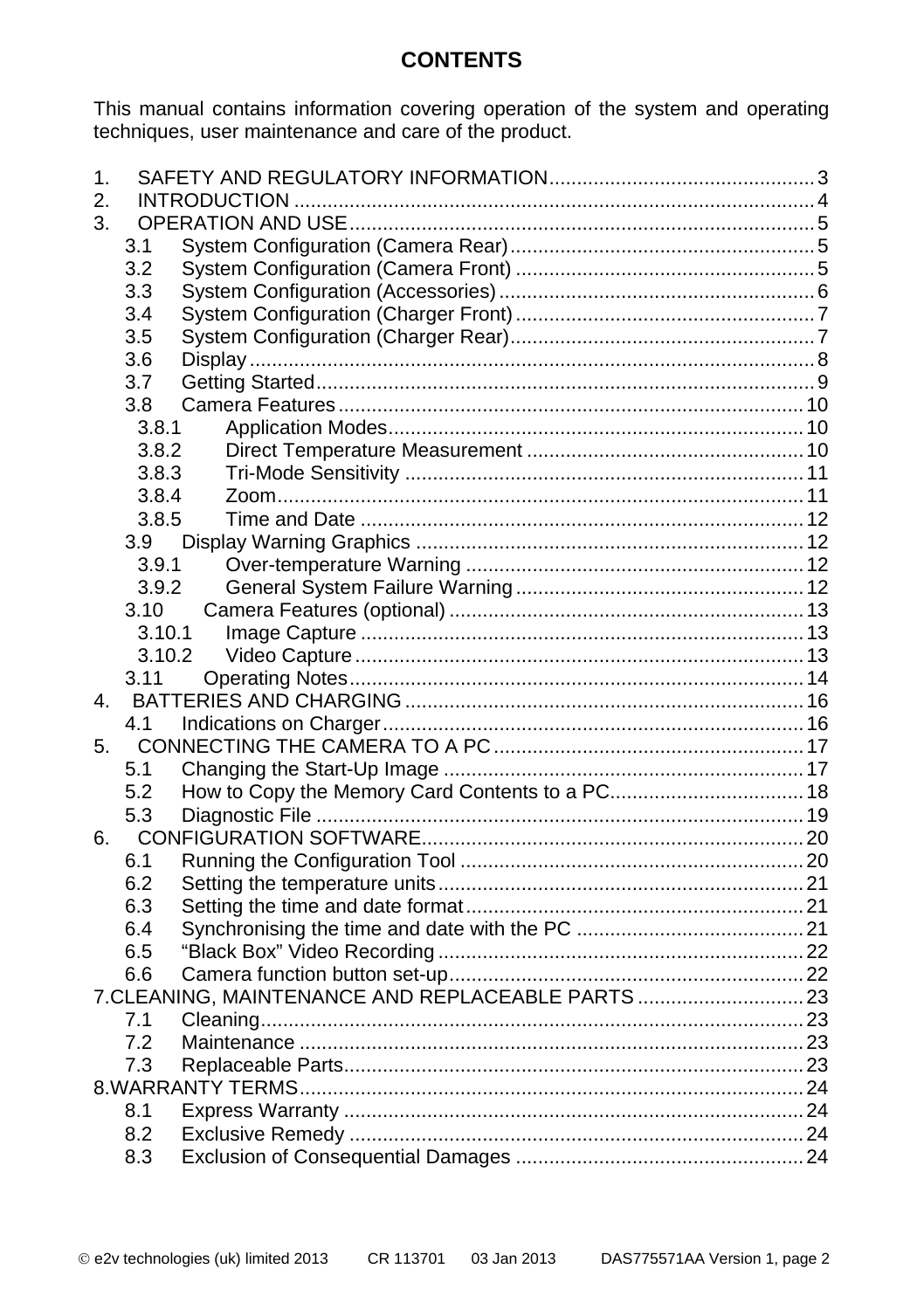# CONTENTS

This manual contains information covering operation of the system and operating techniques, user maintenance and care of the product.

1. SAFETY AND REGULATORY INFORMATION ................................................ 3
2. INTRODUCTION ................................................................................................ 4
3. OPERATION AND USE ...................................................................................... 5
   - 3.1 System Configuration (Camera Rear) ....................................................... 5
   - 3.2 System Configuration (Camera Front) ...................................................... 5
   - 3.3 System Configuration (Accessories) ......................................................... 6
   - 3.4 System Configuration (Charger Front) ...................................................... 7
   - 3.5 System Configuration (Charger Rear) ....................................................... 7
   - 3.6 Display ....................................................................................................... 8
   - 3.7 Getting Started ........................................................................................... 9
   - 3.8 Camera Features ..................................................................................... 10
     - 3.8.1 Application Modes ............................................................................ 10
     - 3.8.2 Direct Temperature Measurement ................................................... 10
     - 3.8.3 Tri-Mode Sensitivity ......................................................................... 11
     - 3.8.4 Zoom ................................................................................................ 11
     - 3.8.5 Time and Date ................................................................................. 12
   - 3.9 Display Warning Graphics ....................................................................... 12
     - 3.9.1 Over-temperature Warning .............................................................. 12
     - 3.9.2 General System Failure Warning ..................................................... 12
   - 3.10 Camera Features (optional) ................................................................. 13
     - 3.10.1 Image Capture ............................................................................... 13
     - 3.10.2 Video Capture ................................................................................ 13
   - 3.11 Operating Notes .................................................................................... 14
4. BATTERIES AND CHARGING ........................................................................ 16
   - 4.1 Indications on Charger ............................................................................ 16
5. CONNECTING THE CAMERA TO A PC ........................................................ 17
   - 5.1 Changing the Start-Up Image ................................................................. 17
   - 5.2 How to Copy the Memory Card Contents to a PC ................................... 18
   - 5.3 Diagnostic File ......................................................................................... 19
6. CONFIGURATION SOFTWARE ..................................................................... 20
   - 6.1 Running the Configuration Tool .............................................................. 20
   - 6.2 Setting the temperature units .................................................................. 21
   - 6.3 Setting the time and date format ............................................................. 21
   - 6.4 Synchronising the time and date with the PC ......................................... 21
   - 6.5 “Black Box” Video Recording .................................................................. 22
   - 6.6 Camera function button set-up ................................................................ 22
7. CLEANING, MAINTENANCE AND REPLACEABLE PARTS .............................. 23
   - 7.1 Cleaning .................................................................................................. 23
   - 7.2 Maintenance ........................................................................................... 23
   - 7.3 Replaceable Parts ................................................................................... 23
8. WARRANTY TERMS ........................................................................................ 24
   - 8.1 Express Warranty ................................................................................... 24
   - 8.2 Exclusive Remedy .................................................................................. 24
   - 8.3 Exclusion of Consequential Damages .................................................... 24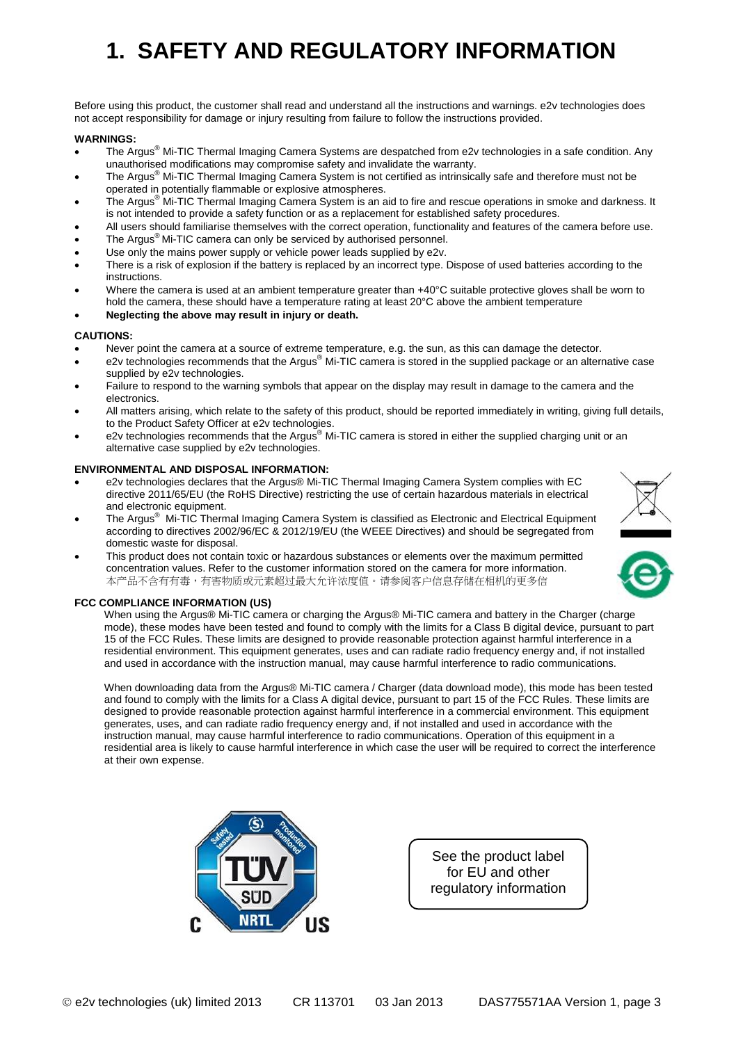# 1. SAFETY AND REGULATORY INFORMATION

Before using this product, the customer shall read and understand all the instructions and warnings. e2v technologies does not accept responsibility for damage or injury resulting from failure to follow the instructions provided.

**WARNINGS:**

- The Argus® Mi-TIC Thermal Imaging Camera Systems are despatched from e2v technologies in a safe condition. Any unauthorised modifications may compromise safety and invalidate the warranty.
- The Argus® Mi-TIC Thermal Imaging Camera System is not certified as intrinsically safe and therefore must not be operated in potentially flammable or explosive atmospheres.
- The Argus® Mi-TIC Thermal Imaging Camera System is an aid to fire and rescue operations in smoke and darkness. It is not intended to provide a safety function or as a replacement for established safety procedures.
- All users should familiarise themselves with the correct operation, functionality and features of the camera before use.
- The Argus® Mi-TIC camera can only be serviced by authorised personnel.
- Use only the mains power supply or vehicle power leads supplied by e2v.
- There is a risk of explosion if the battery is replaced by an incorrect type. Dispose of used batteries according to the instructions.
- Where the camera is used at an ambient temperature greater than +40°C suitable protective gloves shall be worn to hold the camera, these should have a temperature rating at least 20°C above the ambient temperature
- **Neglecting the above may result in injury or death.**

**CAUTIONS:**

- Never point the camera at a source of extreme temperature, e.g. the sun, as this can damage the detector.
- e2v technologies recommends that the Argus® Mi-TIC camera is stored in the supplied package or an alternative case supplied by e2v technologies.
- Failure to respond to the warning symbols that appear on the display may result in damage to the camera and the electronics.
- All matters arising, which relate to the safety of this product, should be reported immediately in writing, giving full details, to the Product Safety Officer at e2v technologies.
- e2v technologies recommends that the Argus® Mi-TIC camera is stored in either the supplied charging unit or an alternative case supplied by e2v technologies.

**ENVIRONMENTAL AND DISPOSAL INFORMATION:**

- e2v technologies declares that the Argus® Mi-TIC Thermal Imaging Camera System complies with EC directive 2011/65/EU (the RoHS Directive) restricting the use of certain hazardous materials in electrical and electronic equipment.
- The Argus® Mi-TIC Thermal Imaging Camera System is classified as Electronic and Electrical Equipment according to directives 2002/96/EC & 2012/19/EU (the WEEE Directives) and should be segregated from domestic waste for disposal.
- This product does not contain toxic or hazardous substances or elements over the maximum permitted concentration values. Refer to the customer information stored on the camera for more information.
  本产品不含有有毒，有害物质或元素超过最大允许浓度值。请参阅客户信息存储在相机的更多信

**FCC COMPLIANCE INFORMATION (US)**

When using the Argus® Mi-TIC camera or charging the Argus® Mi-TIC camera and battery in the Charger (charge mode), these modes have been tested and found to comply with the limits for a Class B digital device, pursuant to part 15 of the FCC Rules. These limits are designed to provide reasonable protection against harmful interference in a residential environment. This equipment generates, uses and can radiate radio frequency energy and, if not installed and used in accordance with the instruction manual, may cause harmful interference to radio communications.

When downloading data from the Argus® Mi-TIC camera / Charger (data download mode), this mode has been tested and found to comply with the limits for a Class A digital device, pursuant to part 15 of the FCC Rules. These limits are designed to provide reasonable protection against harmful interference in a commercial environment. This equipment generates, uses, and can radiate radio frequency energy and, if not installed and used in accordance with the instruction manual, may cause harmful interference to radio communications. Operation of this equipment in a residential area is likely to cause harmful interference in which case the user will be required to correct the interference at their own expense.

See the product label for EU and other regulatory information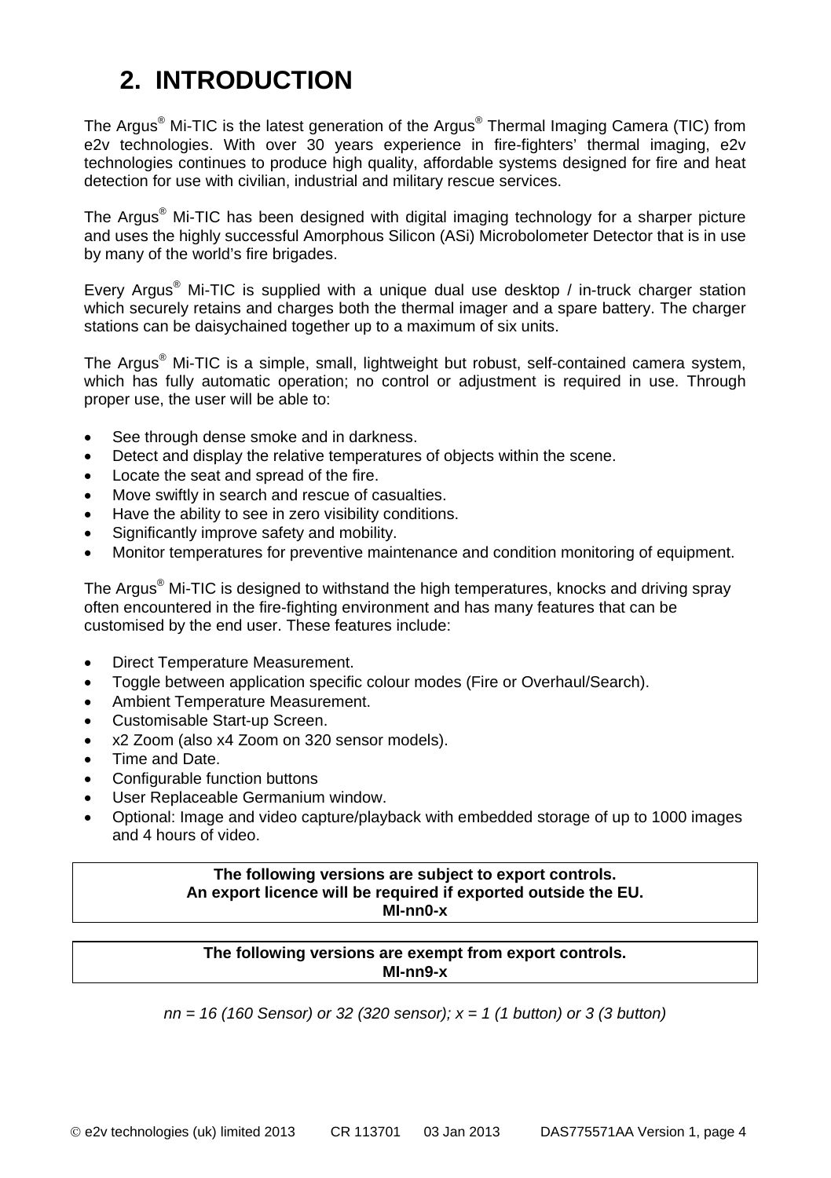# 2. INTRODUCTION

The Argus® Mi-TIC is the latest generation of the Argus® Thermal Imaging Camera (TIC) from e2v technologies. With over 30 years experience in fire-fighters' thermal imaging, e2v technologies continues to produce high quality, affordable systems designed for fire and heat detection for use with civilian, industrial and military rescue services.

The Argus® Mi-TIC has been designed with digital imaging technology for a sharper picture and uses the highly successful Amorphous Silicon (ASi) Microbolometer Detector that is in use by many of the world's fire brigades.

Every Argus® Mi-TIC is supplied with a unique dual use desktop / in-truck charger station which securely retains and charges both the thermal imager and a spare battery. The charger stations can be daisychained together up to a maximum of six units.

The Argus® Mi-TIC is a simple, small, lightweight but robust, self-contained camera system, which has fully automatic operation; no control or adjustment is required in use. Through proper use, the user will be able to:

- See through dense smoke and in darkness.
- Detect and display the relative temperatures of objects within the scene.
- Locate the seat and spread of the fire.
- Move swiftly in search and rescue of casualties.
- Have the ability to see in zero visibility conditions.
- Significantly improve safety and mobility.
- Monitor temperatures for preventive maintenance and condition monitoring of equipment.

The Argus® Mi-TIC is designed to withstand the high temperatures, knocks and driving spray often encountered in the fire-fighting environment and has many features that can be customised by the end user. These features include:

- Direct Temperature Measurement.
- Toggle between application specific colour modes (Fire or Overhaul/Search).
- Ambient Temperature Measurement.
- Customisable Start-up Screen.
- x2 Zoom (also x4 Zoom on 320 sensor models).
- Time and Date.
- Configurable function buttons
- User Replaceable Germanium window.
- Optional: Image and video capture/playback with embedded storage of up to 1000 images and 4 hours of video.

| **The following versions are subject to export controls.<br>An export licence will be required if exported outside the EU.<br>MI-nn0-x** |
|---|

| **The following versions are exempt from export controls.<br>MI-nn9-x** |
|---|

*nn = 16 (160 Sensor) or 32 (320 sensor); x = 1 (1 button) or 3 (3 button)*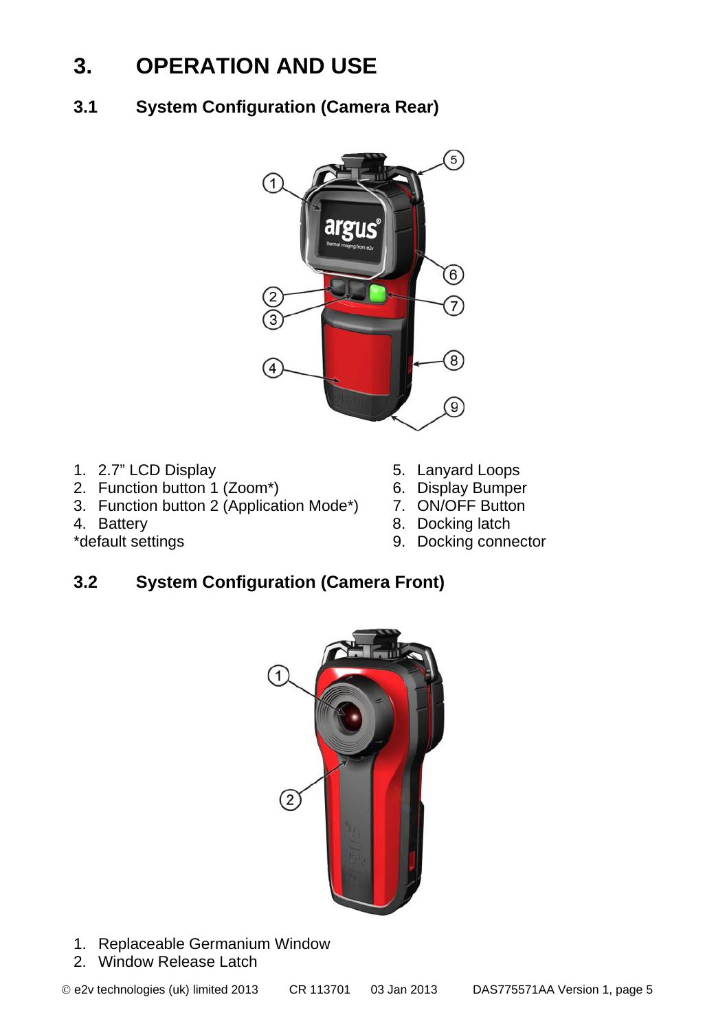# 3. OPERATION AND USE

## 3.1 System Configuration (Camera Rear)

1. 2.7” LCD Display
2. Function button 1 (Zoom*)
3. Function button 2 (Application Mode*)
4. Battery

*default settings

5. Lanyard Loops
6. Display Bumper
7. ON/OFF Button
8. Docking latch
9. Docking connector

## 3.2 System Configuration (Camera Front)

1. Replaceable Germanium Window
2. Window Release Latch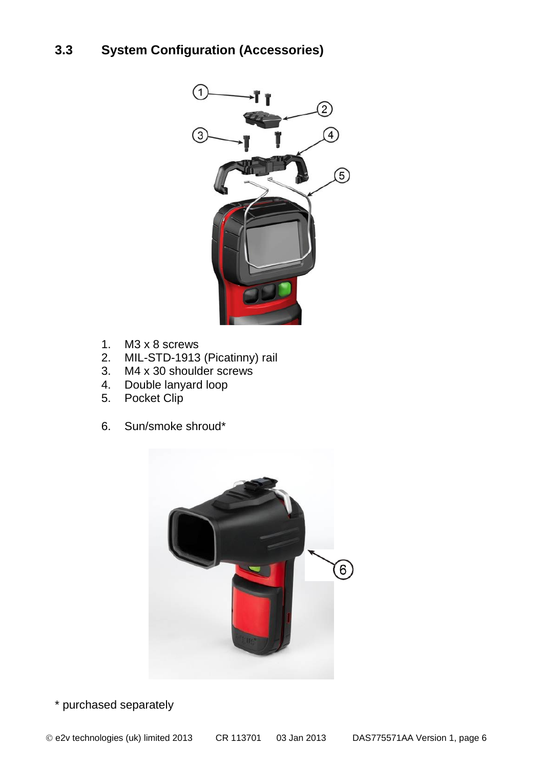### 3.3 System Configuration (Accessories)

1. M3 x 8 screws
2. MIL-STD-1913 (Picatinny) rail
3. M4 x 30 shoulder screws
4. Double lanyard loop
5. Pocket Clip

6. Sun/smoke shroud*

* purchased separately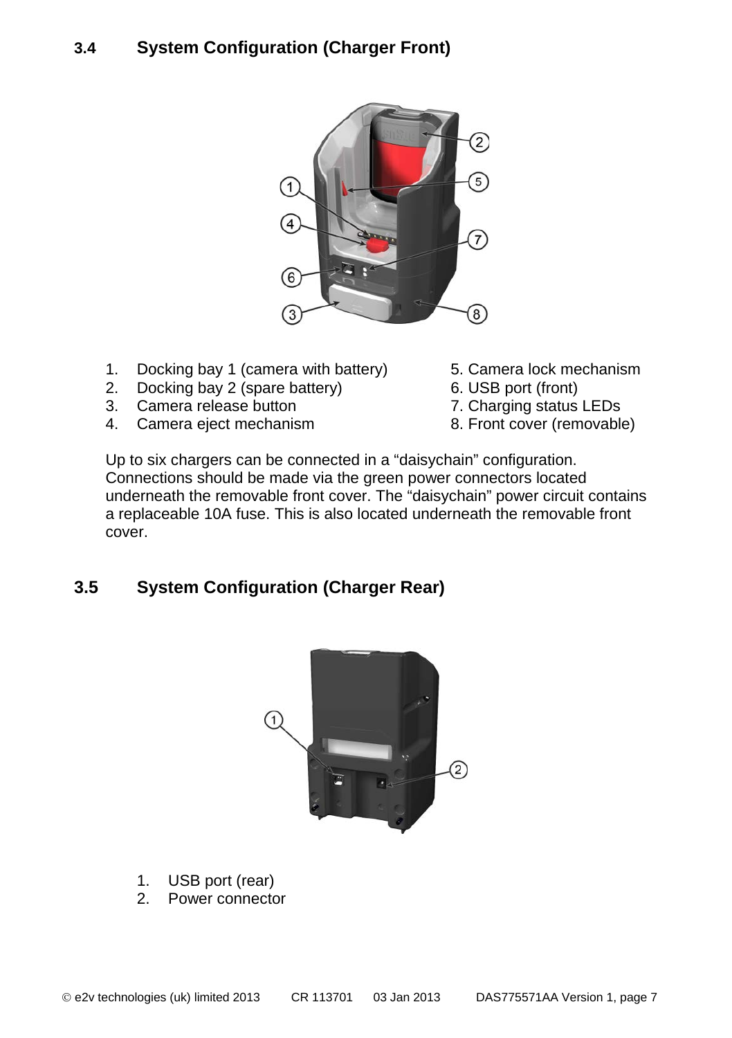### 3.4 System Configuration (Charger Front)

1. Docking bay 1 (camera with battery)
2. Docking bay 2 (spare battery)
3. Camera release button
4. Camera eject mechanism
5. Camera lock mechanism
6. USB port (front)
7. Charging status LEDs
8. Front cover (removable)

Up to six chargers can be connected in a “daisychain” configuration. Connections should be made via the green power connectors located underneath the removable front cover. The “daisychain” power circuit contains a replaceable 10A fuse. This is also located underneath the removable front cover.

### 3.5 System Configuration (Charger Rear)

1. USB port (rear)
2. Power connector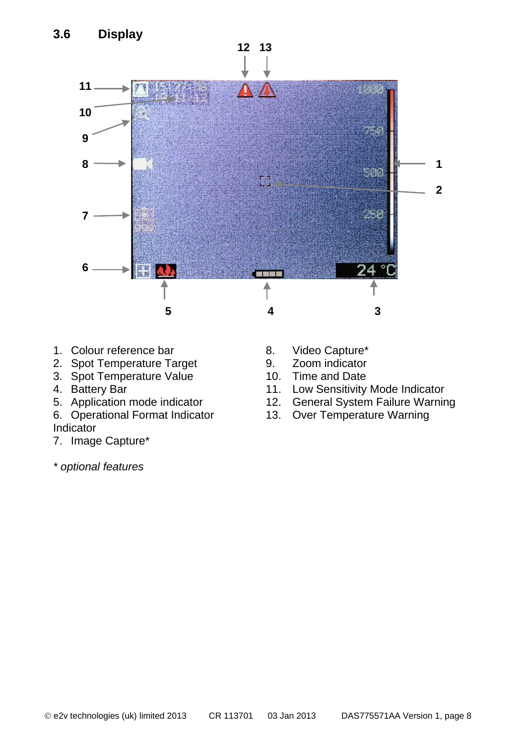### 3.6 Display

1. Colour reference bar
2. Spot Temperature Target
3. Spot Temperature Value
4. Battery Bar
5. Application mode indicator
6. Operational Format Indicator Indicator
7. Image Capture*
8. Video Capture*
9. Zoom indicator
10. Time and Date
11. Low Sensitivity Mode Indicator
12. General System Failure Warning
13. Over Temperature Warning

*\* optional features*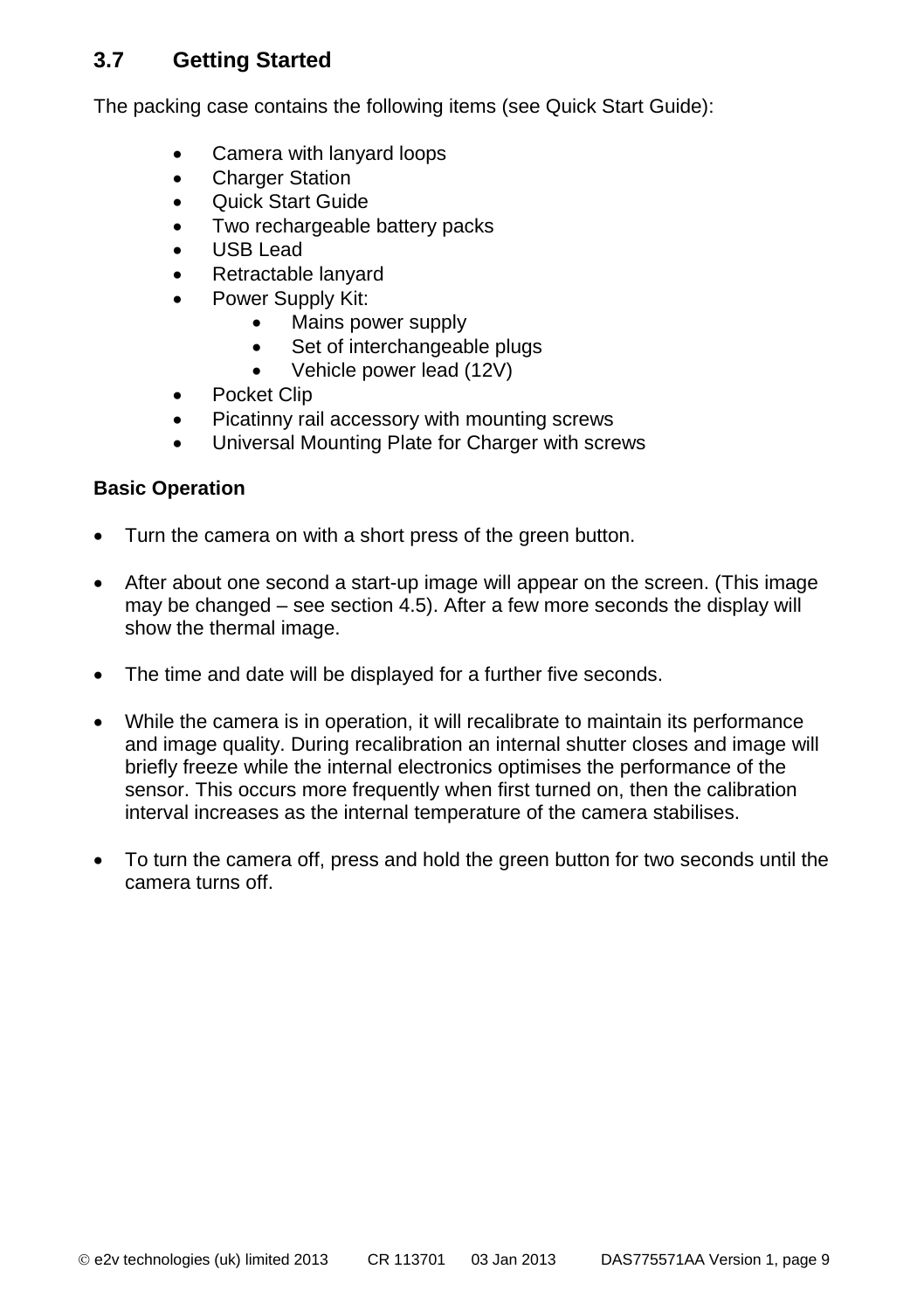## 3.7 Getting Started

The packing case contains the following items (see Quick Start Guide):

- Camera with lanyard loops
- Charger Station
- Quick Start Guide
- Two rechargeable battery packs
- USB Lead
- Retractable lanyard
- Power Supply Kit:
  - Mains power supply
  - Set of interchangeable plugs
  - Vehicle power lead (12V)
- Pocket Clip
- Picatinny rail accessory with mounting screws
- Universal Mounting Plate for Charger with screws

**Basic Operation**

- Turn the camera on with a short press of the green button.
- After about one second a start-up image will appear on the screen. (This image may be changed – see section 4.5). After a few more seconds the display will show the thermal image.
- The time and date will be displayed for a further five seconds.
- While the camera is in operation, it will recalibrate to maintain its performance and image quality. During recalibration an internal shutter closes and image will briefly freeze while the internal electronics optimises the performance of the sensor. This occurs more frequently when first turned on, then the calibration interval increases as the internal temperature of the camera stabilises.
- To turn the camera off, press and hold the green button for two seconds until the camera turns off.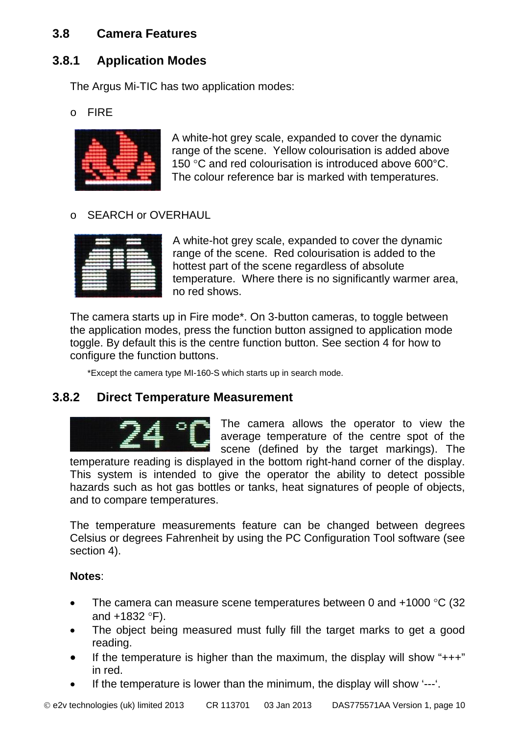## 3.8 Camera Features

### 3.8.1 Application Modes

The Argus Mi-TIC has two application modes:

- FIRE

A white-hot grey scale, expanded to cover the dynamic range of the scene. Yellow colourisation is added above 150 °C and red colourisation is introduced above 600°C. The colour reference bar is marked with temperatures.

- SEARCH or OVERHAUL

A white-hot grey scale, expanded to cover the dynamic range of the scene. Red colourisation is added to the hottest part of the scene regardless of absolute temperature. Where there is no significantly warmer area, no red shows.

The camera starts up in Fire mode*. On 3-button cameras, to toggle between the application modes, press the function button assigned to application mode toggle. By default this is the centre function button. See section 4 for how to configure the function buttons.

*Except the camera type MI-160-S which starts up in search mode.

### 3.8.2 Direct Temperature Measurement

The camera allows the operator to view the average temperature of the centre spot of the scene (defined by the target markings). The temperature reading is displayed in the bottom right-hand corner of the display. This system is intended to give the operator the ability to detect possible hazards such as hot gas bottles or tanks, heat signatures of people of objects, and to compare temperatures.

The temperature measurements feature can be changed between degrees Celsius or degrees Fahrenheit by using the PC Configuration Tool software (see section 4).

**Notes**:

- The camera can measure scene temperatures between 0 and +1000 °C (32 and +1832 °F).
- The object being measured must fully fill the target marks to get a good reading.
- If the temperature is higher than the maximum, the display will show "+++" in red.
- If the temperature is lower than the minimum, the display will show '---'.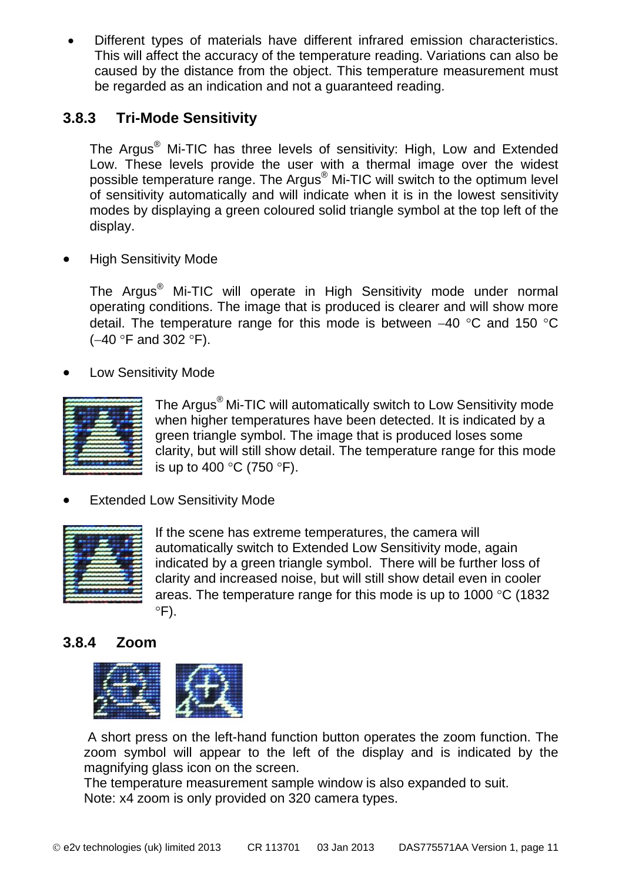- Different types of materials have different infrared emission characteristics. This will affect the accuracy of the temperature reading. Variations can also be caused by the distance from the object. This temperature measurement must be regarded as an indication and not a guaranteed reading.

### 3.8.3 Tri-Mode Sensitivity

The Argus® Mi-TIC has three levels of sensitivity: High, Low and Extended Low. These levels provide the user with a thermal image over the widest possible temperature range. The Argus® Mi-TIC will switch to the optimum level of sensitivity automatically and will indicate when it is in the lowest sensitivity modes by displaying a green coloured solid triangle symbol at the top left of the display.

- High Sensitivity Mode

The Argus® Mi-TIC will operate in High Sensitivity mode under normal operating conditions. The image that is produced is clearer and will show more detail. The temperature range for this mode is between −40 °C and 150 °C (−40 °F and 302 °F).

- Low Sensitivity Mode

The Argus® Mi-TIC will automatically switch to Low Sensitivity mode when higher temperatures have been detected. It is indicated by a green triangle symbol. The image that is produced loses some clarity, but will still show detail. The temperature range for this mode is up to 400 °C (750 °F).

- Extended Low Sensitivity Mode

If the scene has extreme temperatures, the camera will automatically switch to Extended Low Sensitivity mode, again indicated by a green triangle symbol. There will be further loss of clarity and increased noise, but will still show detail even in cooler areas. The temperature range for this mode is up to 1000 °C (1832 °F).

### 3.8.4 Zoom

A short press on the left-hand function button operates the zoom function. The zoom symbol will appear to the left of the display and is indicated by the magnifying glass icon on the screen.

The temperature measurement sample window is also expanded to suit.

Note: x4 zoom is only provided on 320 camera types.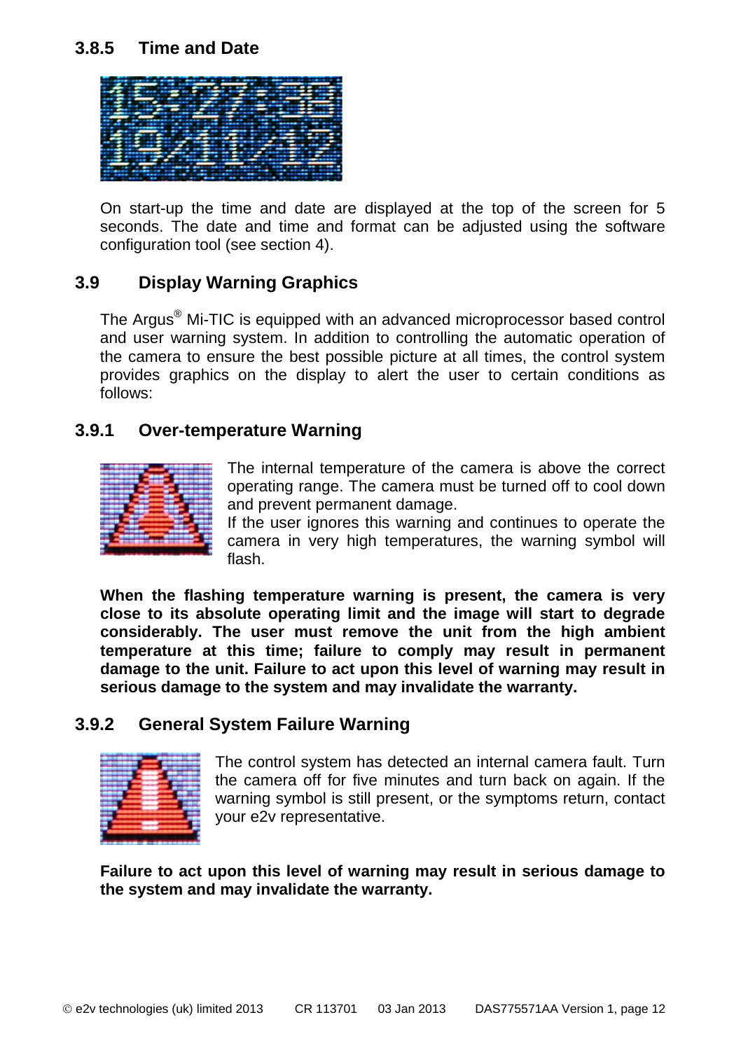### 3.8.5 Time and Date

On start-up the time and date are displayed at the top of the screen for 5 seconds. The date and time and format can be adjusted using the software configuration tool (see section 4).

## 3.9 Display Warning Graphics

The Argus® Mi-TIC is equipped with an advanced microprocessor based control and user warning system. In addition to controlling the automatic operation of the camera to ensure the best possible picture at all times, the control system provides graphics on the display to alert the user to certain conditions as follows:

### 3.9.1 Over-temperature Warning

The internal temperature of the camera is above the correct operating range. The camera must be turned off to cool down and prevent permanent damage.
If the user ignores this warning and continues to operate the camera in very high temperatures, the warning symbol will flash.

**When the flashing temperature warning is present, the camera is very close to its absolute operating limit and the image will start to degrade considerably. The user must remove the unit from the high ambient temperature at this time; failure to comply may result in permanent damage to the unit. Failure to act upon this level of warning may result in serious damage to the system and may invalidate the warranty.**

### 3.9.2 General System Failure Warning

The control system has detected an internal camera fault. Turn the camera off for five minutes and turn back on again. If the warning symbol is still present, or the symptoms return, contact your e2v representative.

**Failure to act upon this level of warning may result in serious damage to the system and may invalidate the warranty.**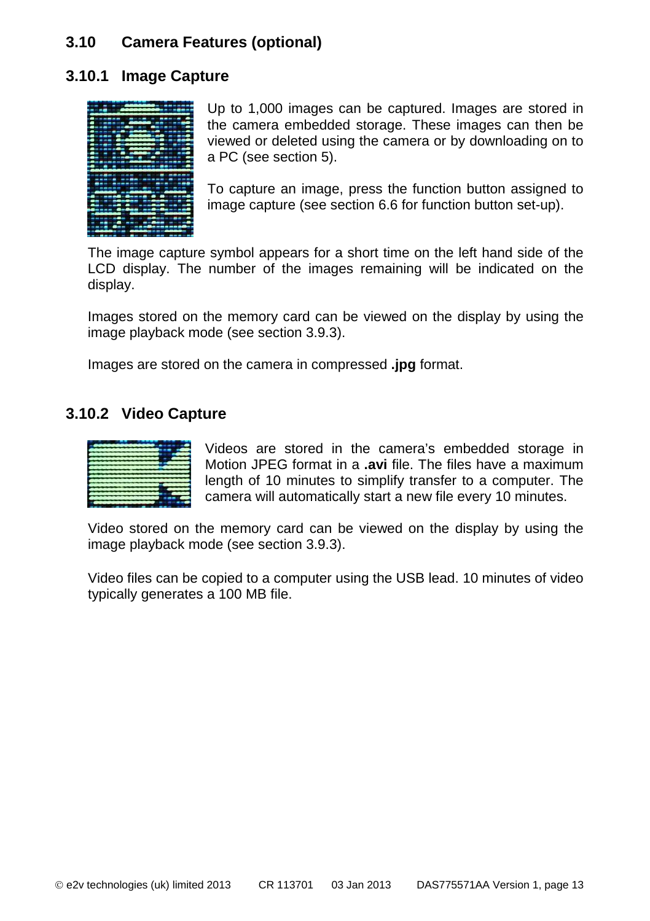## 3.10 Camera Features (optional)

### 3.10.1 Image Capture

Up to 1,000 images can be captured. Images are stored in the camera embedded storage. These images can then be viewed or deleted using the camera or by downloading on to a PC (see section 5).

To capture an image, press the function button assigned to image capture (see section 6.6 for function button set-up).

The image capture symbol appears for a short time on the left hand side of the LCD display. The number of the images remaining will be indicated on the display.

Images stored on the memory card can be viewed on the display by using the image playback mode (see section 3.9.3).

Images are stored on the camera in compressed **.jpg** format.

### 3.10.2 Video Capture

Videos are stored in the camera's embedded storage in Motion JPEG format in a **.avi** file. The files have a maximum length of 10 minutes to simplify transfer to a computer. The camera will automatically start a new file every 10 minutes.

Video stored on the memory card can be viewed on the display by using the image playback mode (see section 3.9.3).

Video files can be copied to a computer using the USB lead. 10 minutes of video typically generates a 100 MB file.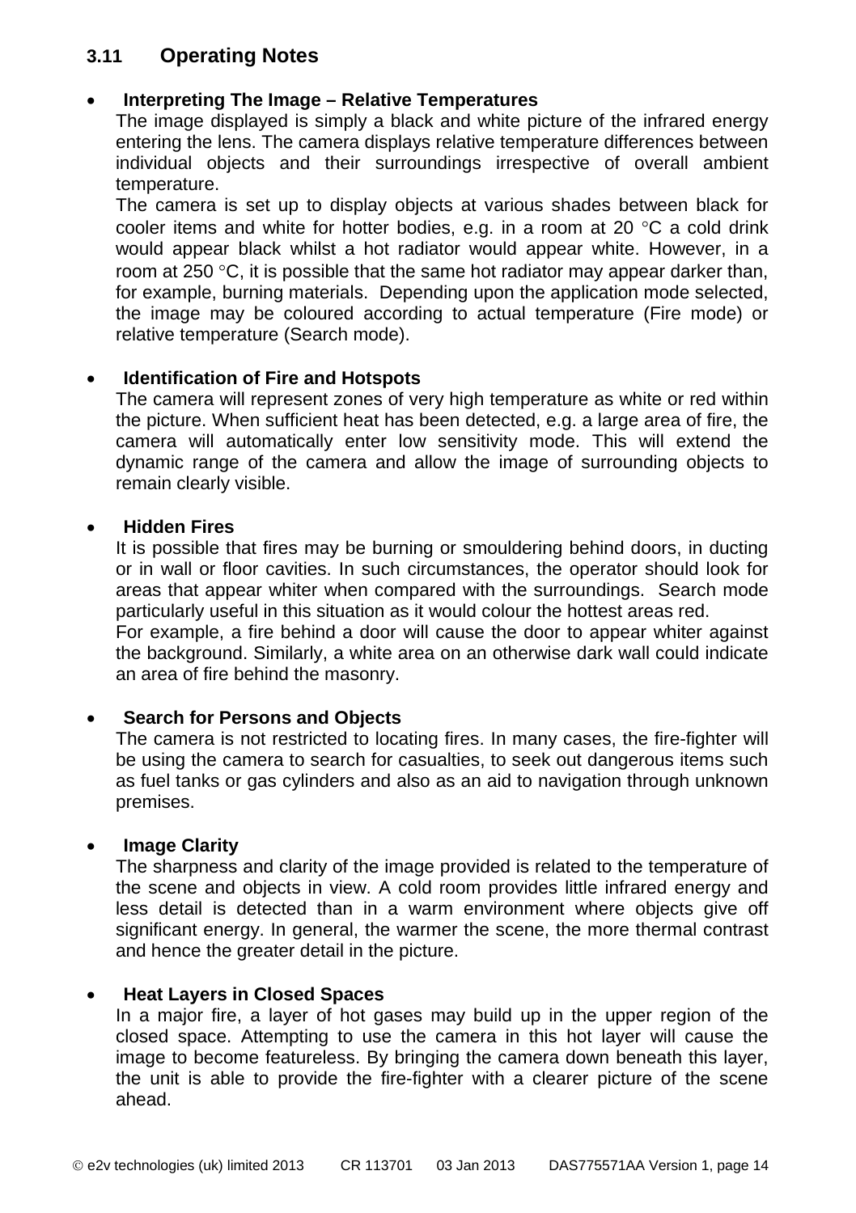## 3.11 Operating Notes

- **Interpreting The Image – Relative Temperatures**

  The image displayed is simply a black and white picture of the infrared energy entering the lens. The camera displays relative temperature differences between individual objects and their surroundings irrespective of overall ambient temperature.

  The camera is set up to display objects at various shades between black for cooler items and white for hotter bodies, e.g. in a room at 20 °C a cold drink would appear black whilst a hot radiator would appear white. However, in a room at 250 °C, it is possible that the same hot radiator may appear darker than, for example, burning materials. Depending upon the application mode selected, the image may be coloured according to actual temperature (Fire mode) or relative temperature (Search mode).

- **Identification of Fire and Hotspots**

  The camera will represent zones of very high temperature as white or red within the picture. When sufficient heat has been detected, e.g. a large area of fire, the camera will automatically enter low sensitivity mode. This will extend the dynamic range of the camera and allow the image of surrounding objects to remain clearly visible.

- **Hidden Fires**

  It is possible that fires may be burning or smouldering behind doors, in ducting or in wall or floor cavities. In such circumstances, the operator should look for areas that appear whiter when compared with the surroundings. Search mode particularly useful in this situation as it would colour the hottest areas red.

  For example, a fire behind a door will cause the door to appear whiter against the background. Similarly, a white area on an otherwise dark wall could indicate an area of fire behind the masonry.

- **Search for Persons and Objects**

  The camera is not restricted to locating fires. In many cases, the fire-fighter will be using the camera to search for casualties, to seek out dangerous items such as fuel tanks or gas cylinders and also as an aid to navigation through unknown premises.

- **Image Clarity**

  The sharpness and clarity of the image provided is related to the temperature of the scene and objects in view. A cold room provides little infrared energy and less detail is detected than in a warm environment where objects give off significant energy. In general, the warmer the scene, the more thermal contrast and hence the greater detail in the picture.

- **Heat Layers in Closed Spaces**

  In a major fire, a layer of hot gases may build up in the upper region of the closed space. Attempting to use the camera in this hot layer will cause the image to become featureless. By bringing the camera down beneath this layer, the unit is able to provide the fire-fighter with a clearer picture of the scene ahead.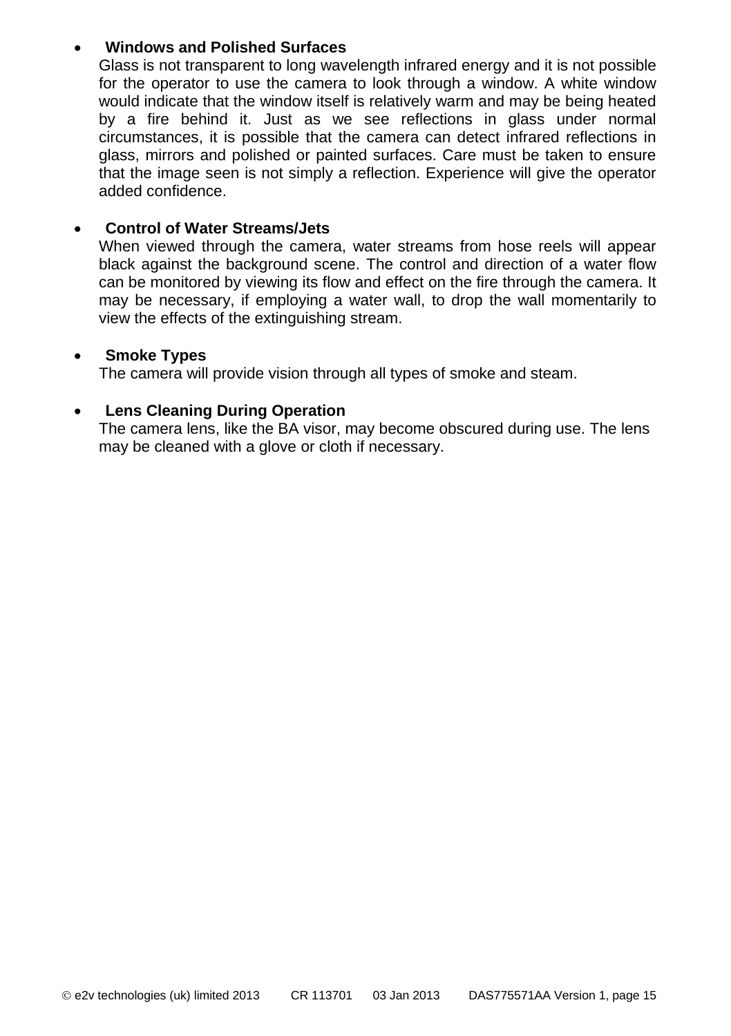- **Windows and Polished Surfaces**
  Glass is not transparent to long wavelength infrared energy and it is not possible for the operator to use the camera to look through a window. A white window would indicate that the window itself is relatively warm and may be being heated by a fire behind it. Just as we see reflections in glass under normal circumstances, it is possible that the camera can detect infrared reflections in glass, mirrors and polished or painted surfaces. Care must be taken to ensure that the image seen is not simply a reflection. Experience will give the operator added confidence.

- **Control of Water Streams/Jets**
  When viewed through the camera, water streams from hose reels will appear black against the background scene. The control and direction of a water flow can be monitored by viewing its flow and effect on the fire through the camera. It may be necessary, if employing a water wall, to drop the wall momentarily to view the effects of the extinguishing stream.

- **Smoke Types**
  The camera will provide vision through all types of smoke and steam.

- **Lens Cleaning During Operation**
  The camera lens, like the BA visor, may become obscured during use. The lens may be cleaned with a glove or cloth if necessary.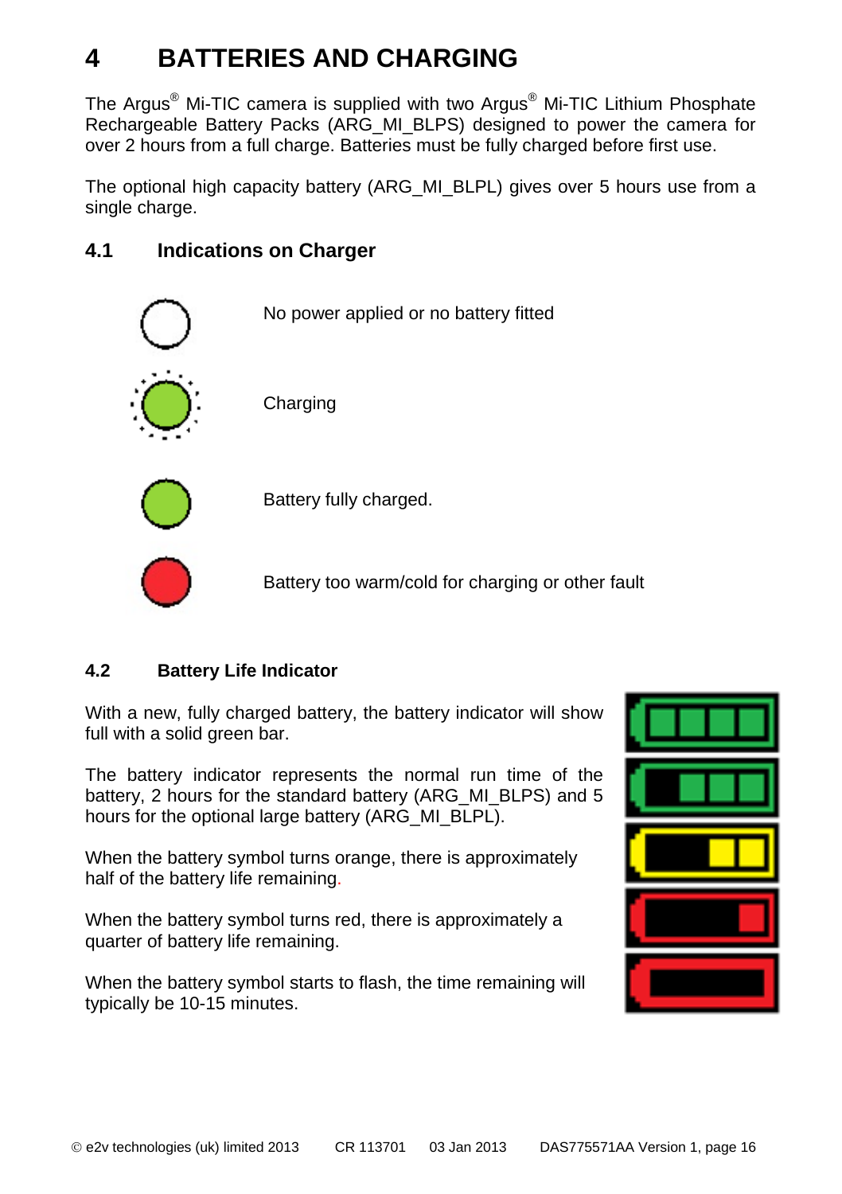# 4 BATTERIES AND CHARGING

The Argus® Mi-TIC camera is supplied with two Argus® Mi-TIC Lithium Phosphate Rechargeable Battery Packs (ARG_MI_BLPS) designed to power the camera for over 2 hours from a full charge. Batteries must be fully charged before first use.

The optional high capacity battery (ARG_MI_BLPL) gives over 5 hours use from a single charge.

## 4.1 Indications on Charger

No power applied or no battery fitted

Charging

Battery fully charged.

Battery too warm/cold for charging or other fault

## 4.2 Battery Life Indicator

With a new, fully charged battery, the battery indicator will show full with a solid green bar.

The battery indicator represents the normal run time of the battery, 2 hours for the standard battery (ARG_MI_BLPS) and 5 hours for the optional large battery (ARG_MI_BLPL).

When the battery symbol turns orange, there is approximately half of the battery life remaining.

When the battery symbol turns red, there is approximately a quarter of battery life remaining.

When the battery symbol starts to flash, the time remaining will typically be 10-15 minutes.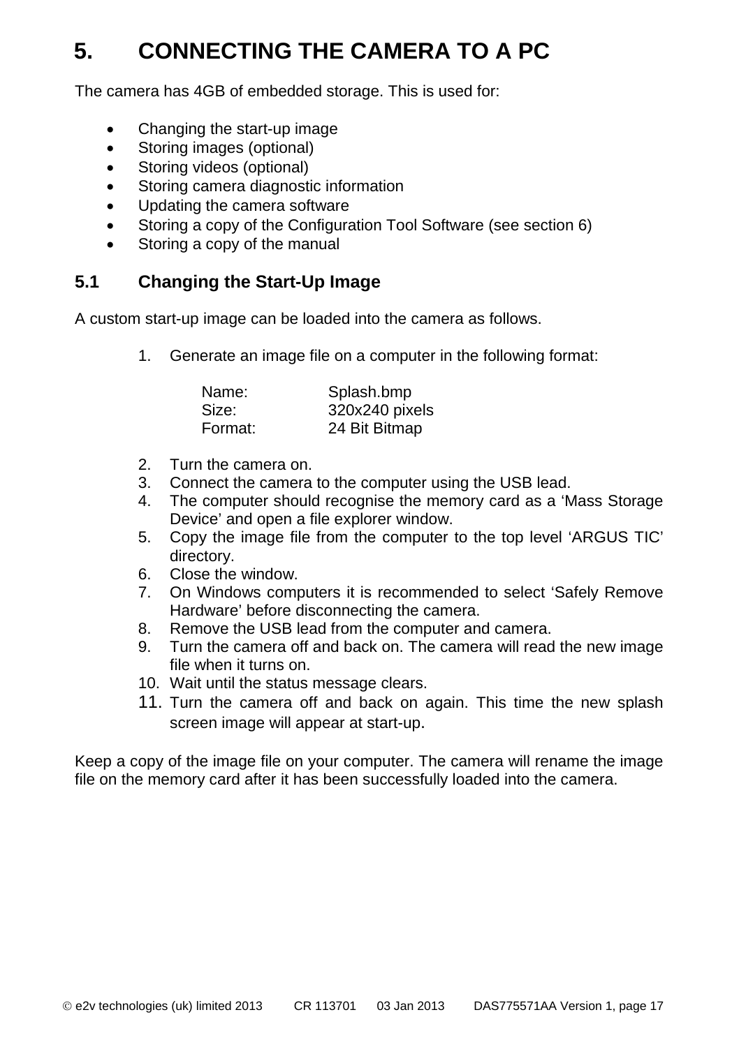# 5. CONNECTING THE CAMERA TO A PC

The camera has 4GB of embedded storage. This is used for:

- Changing the start-up image
- Storing images (optional)
- Storing videos (optional)
- Storing camera diagnostic information
- Updating the camera software
- Storing a copy of the Configuration Tool Software (see section 6)
- Storing a copy of the manual

## 5.1 Changing the Start-Up Image

A custom start-up image can be loaded into the camera as follows.

1. Generate an image file on a computer in the following format:

   Name: Splash.bmp
   Size: 320x240 pixels
   Format: 24 Bit Bitmap

2. Turn the camera on.
3. Connect the camera to the computer using the USB lead.
4. The computer should recognise the memory card as a 'Mass Storage Device' and open a file explorer window.
5. Copy the image file from the computer to the top level 'ARGUS TIC' directory.
6. Close the window.
7. On Windows computers it is recommended to select 'Safely Remove Hardware' before disconnecting the camera.
8. Remove the USB lead from the computer and camera.
9. Turn the camera off and back on. The camera will read the new image file when it turns on.
10. Wait until the status message clears.
11. Turn the camera off and back on again. This time the new splash screen image will appear at start-up.

Keep a copy of the image file on your computer. The camera will rename the image file on the memory card after it has been successfully loaded into the camera.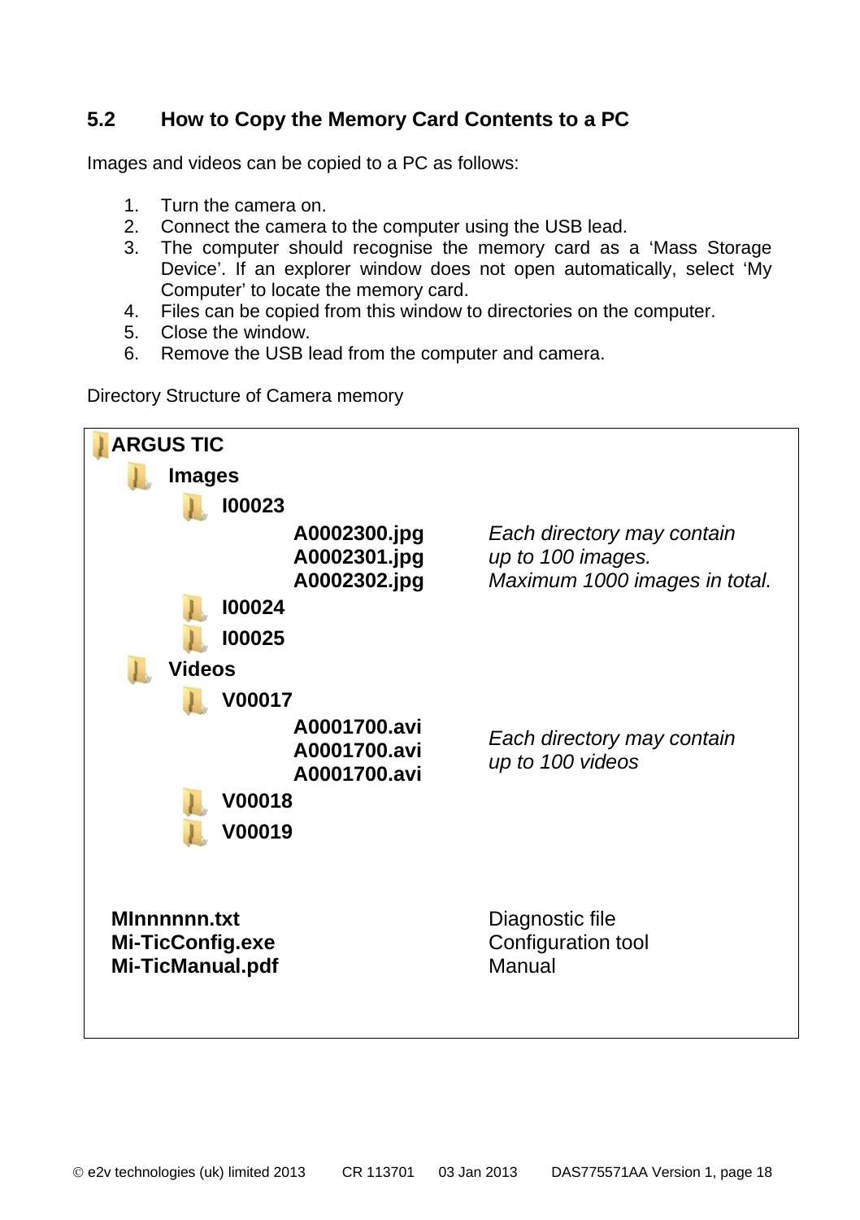## 5.2 How to Copy the Memory Card Contents to a PC

Images and videos can be copied to a PC as follows:

1. Turn the camera on.
2. Connect the camera to the computer using the USB lead.
3. The computer should recognise the memory card as a 'Mass Storage Device'. If an explorer window does not open automatically, select 'My Computer' to locate the memory card.
4. Files can be copied from this window to directories on the computer.
5. Close the window.
6. Remove the USB lead from the computer and camera.

Directory Structure of Camera memory

```
ARGUS TIC
    Images
        I00023
            A0002300.jpg        Each directory may contain
            A0002301.jpg        up to 100 images.
            A0002302.jpg        Maximum 1000 images in total.
        I00024
        I00025
    Videos
        V00017
            A0001700.avi        Each directory may contain
            A0001700.avi        up to 100 videos
            A0001700.avi
        V00018
        V00019

MInnnnnn.txt                    Diagnostic file
Mi-TicConfig.exe                Configuration tool
Mi-TicManual.pdf                Manual
```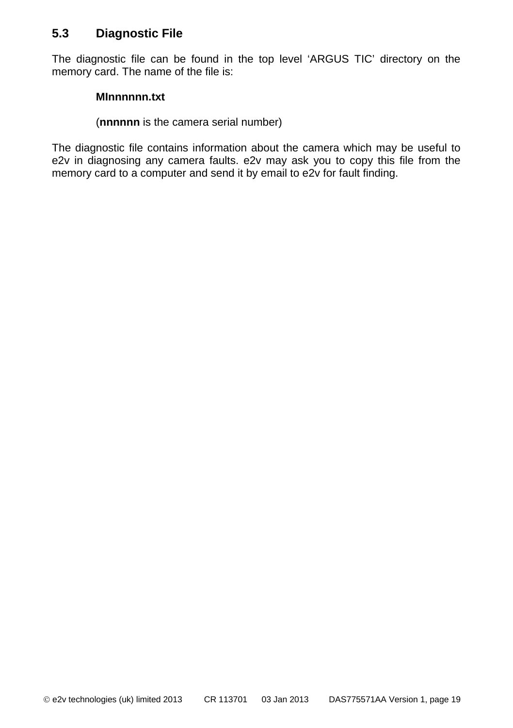## 5.3 Diagnostic File

The diagnostic file can be found in the top level 'ARGUS TIC' directory on the memory card. The name of the file is:

**MInnnnnn.txt**

(**nnnnnn** is the camera serial number)

The diagnostic file contains information about the camera which may be useful to e2v in diagnosing any camera faults. e2v may ask you to copy this file from the memory card to a computer and send it by email to e2v for fault finding.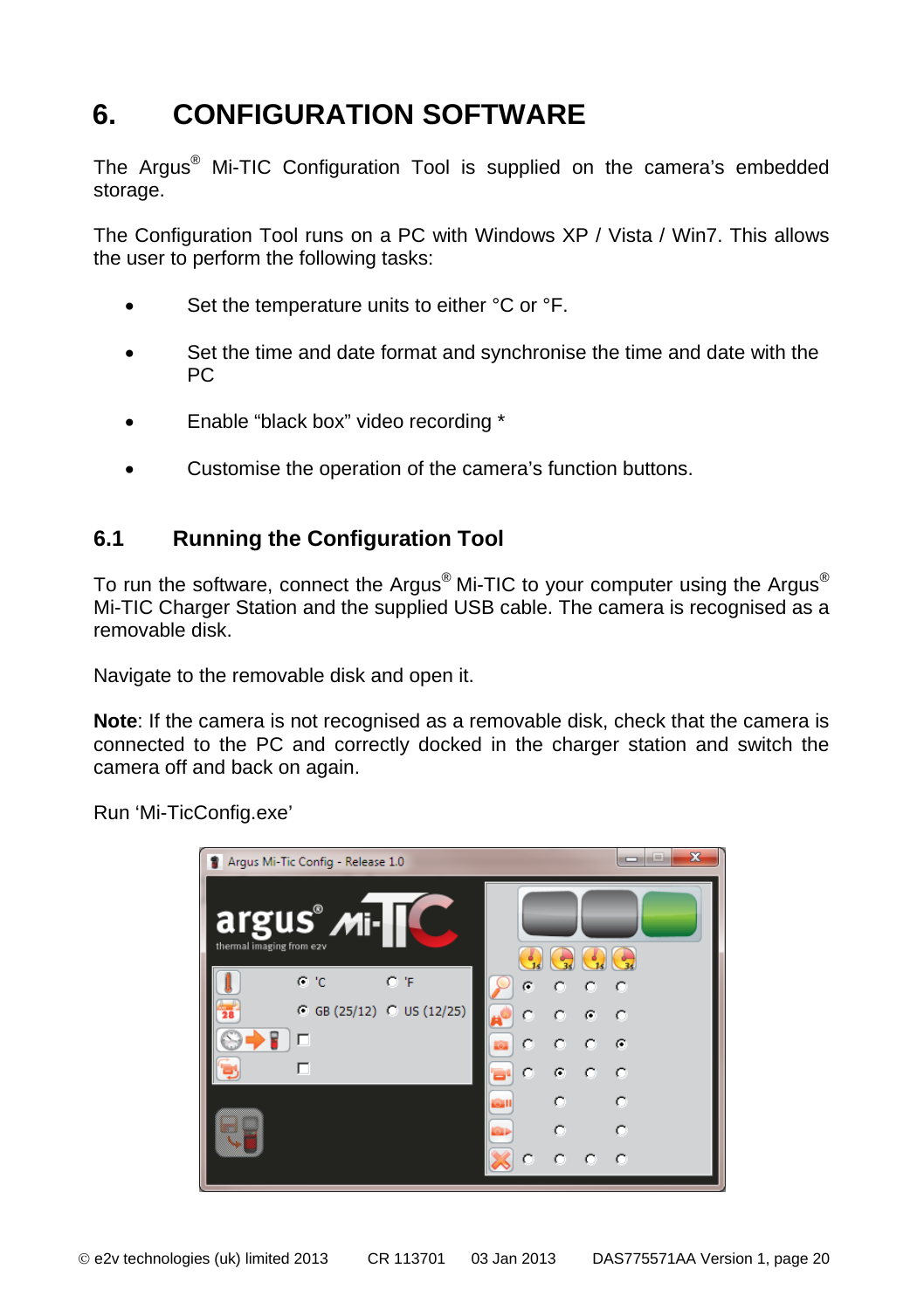# 6. CONFIGURATION SOFTWARE

The Argus® Mi-TIC Configuration Tool is supplied on the camera's embedded storage.

The Configuration Tool runs on a PC with Windows XP / Vista / Win7. This allows the user to perform the following tasks:

- Set the temperature units to either °C or °F.
- Set the time and date format and synchronise the time and date with the PC
- Enable "black box" video recording *
- Customise the operation of the camera's function buttons.

## 6.1 Running the Configuration Tool

To run the software, connect the Argus® Mi-TIC to your computer using the Argus® Mi-TIC Charger Station and the supplied USB cable. The camera is recognised as a removable disk.

Navigate to the removable disk and open it.

**Note**: If the camera is not recognised as a removable disk, check that the camera is connected to the PC and correctly docked in the charger station and switch the camera off and back on again.

Run 'Mi-TicConfig.exe'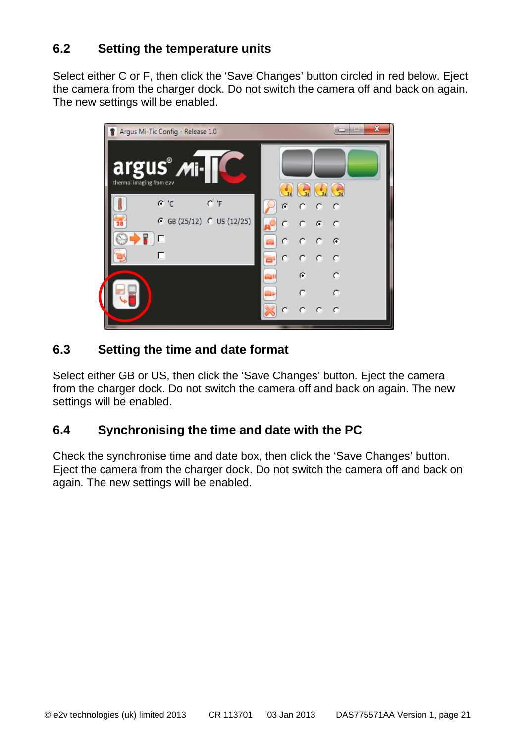## 6.2 Setting the temperature units

Select either C or F, then click the 'Save Changes' button circled in red below. Eject the camera from the charger dock. Do not switch the camera off and back on again. The new settings will be enabled.

## 6.3 Setting the time and date format

Select either GB or US, then click the 'Save Changes' button. Eject the camera from the charger dock. Do not switch the camera off and back on again. The new settings will be enabled.

## 6.4 Synchronising the time and date with the PC

Check the synchronise time and date box, then click the 'Save Changes' button. Eject the camera from the charger dock. Do not switch the camera off and back on again. The new settings will be enabled.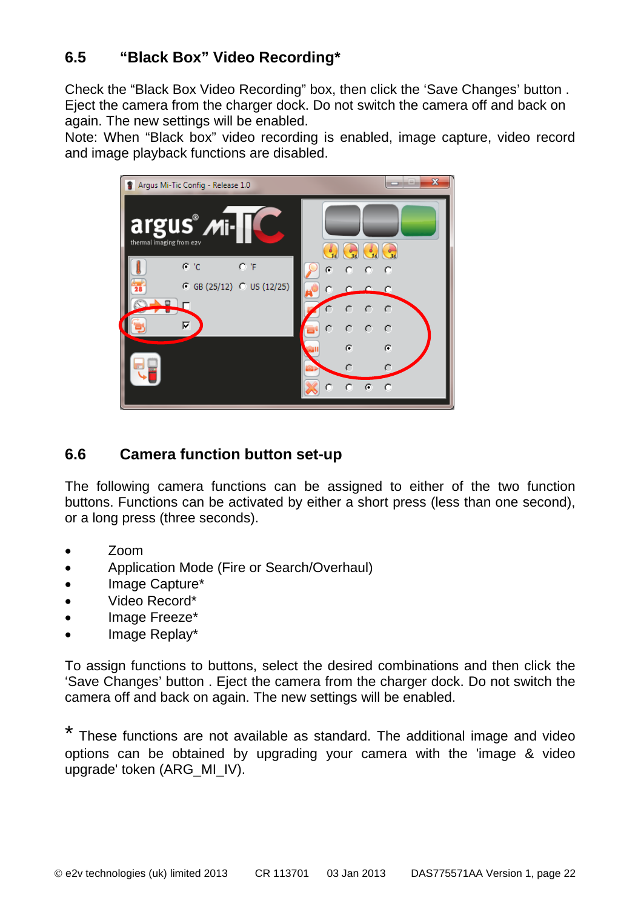## 6.5 “Black Box” Video Recording*

Check the “Black Box Video Recording” box, then click the ‘Save Changes’ button . Eject the camera from the charger dock. Do not switch the camera off and back on again. The new settings will be enabled.
Note: When “Black box” video recording is enabled, image capture, video record and image playback functions are disabled.

## 6.6 Camera function button set-up

The following camera functions can be assigned to either of the two function buttons. Functions can be activated by either a short press (less than one second), or a long press (three seconds).

- Zoom
- Application Mode (Fire or Search/Overhaul)
- Image Capture*
- Video Record*
- Image Freeze*
- Image Replay*

To assign functions to buttons, select the desired combinations and then click the ‘Save Changes’ button . Eject the camera from the charger dock. Do not switch the camera off and back on again. The new settings will be enabled.

* These functions are not available as standard. The additional image and video options can be obtained by upgrading your camera with the 'image & video upgrade' token (ARG_MI_IV).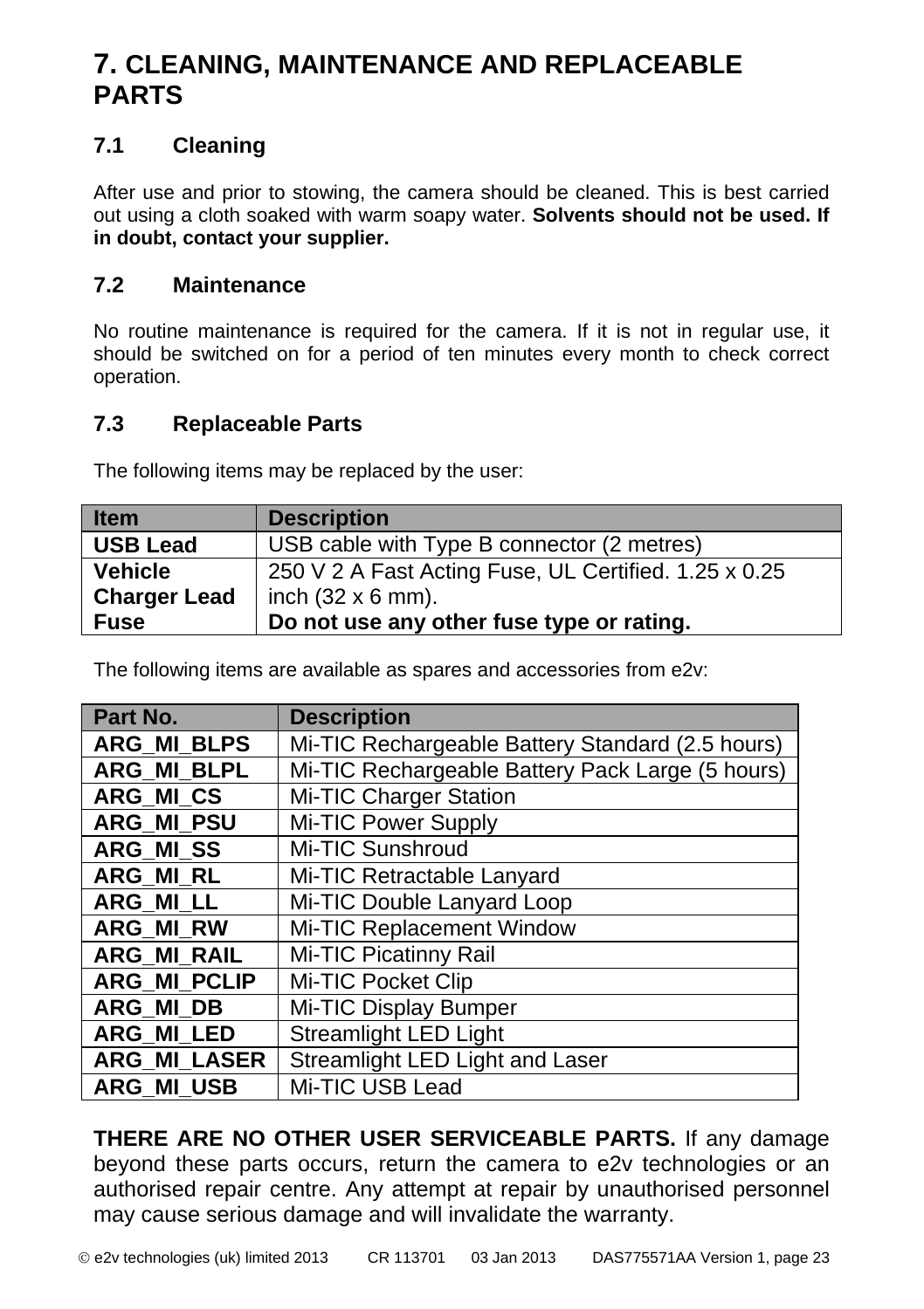# 7. CLEANING, MAINTENANCE AND REPLACEABLE PARTS

## 7.1 Cleaning

After use and prior to stowing, the camera should be cleaned. This is best carried out using a cloth soaked with warm soapy water. **Solvents should not be used. If in doubt, contact your supplier.**

## 7.2 Maintenance

No routine maintenance is required for the camera. If it is not in regular use, it should be switched on for a period of ten minutes every month to check correct operation.

## 7.3 Replaceable Parts

The following items may be replaced by the user:

| Item | Description |
|---|---|
| **USB Lead** | USB cable with Type B connector (2 metres) |
| **Vehicle Charger Lead Fuse** | 250 V 2 A Fast Acting Fuse, UL Certified. 1.25 x 0.25 inch (32 x 6 mm).<br>**Do not use any other fuse type or rating.** |

The following items are available as spares and accessories from e2v:

| Part No. | Description |
|---|---|
| **ARG_MI_BLPS** | Mi-TIC Rechargeable Battery Standard (2.5 hours) |
| **ARG_MI_BLPL** | Mi-TIC Rechargeable Battery Pack Large (5 hours) |
| **ARG_MI_CS** | Mi-TIC Charger Station |
| **ARG_MI_PSU** | Mi-TIC Power Supply |
| **ARG_MI_SS** | Mi-TIC Sunshroud |
| **ARG_MI_RL** | Mi-TIC Retractable Lanyard |
| **ARG_MI_LL** | Mi-TIC Double Lanyard Loop |
| **ARG_MI_RW** | Mi-TIC Replacement Window |
| **ARG_MI_RAIL** | Mi-TIC Picatinny Rail |
| **ARG_MI_PCLIP** | Mi-TIC Pocket Clip |
| **ARG_MI_DB** | Mi-TIC Display Bumper |
| **ARG_MI_LED** | Streamlight LED Light |
| **ARG_MI_LASER** | Streamlight LED Light and Laser |
| **ARG_MI_USB** | Mi-TIC USB Lead |

**THERE ARE NO OTHER USER SERVICEABLE PARTS.** If any damage beyond these parts occurs, return the camera to e2v technologies or an authorised repair centre. Any attempt at repair by unauthorised personnel may cause serious damage and will invalidate the warranty.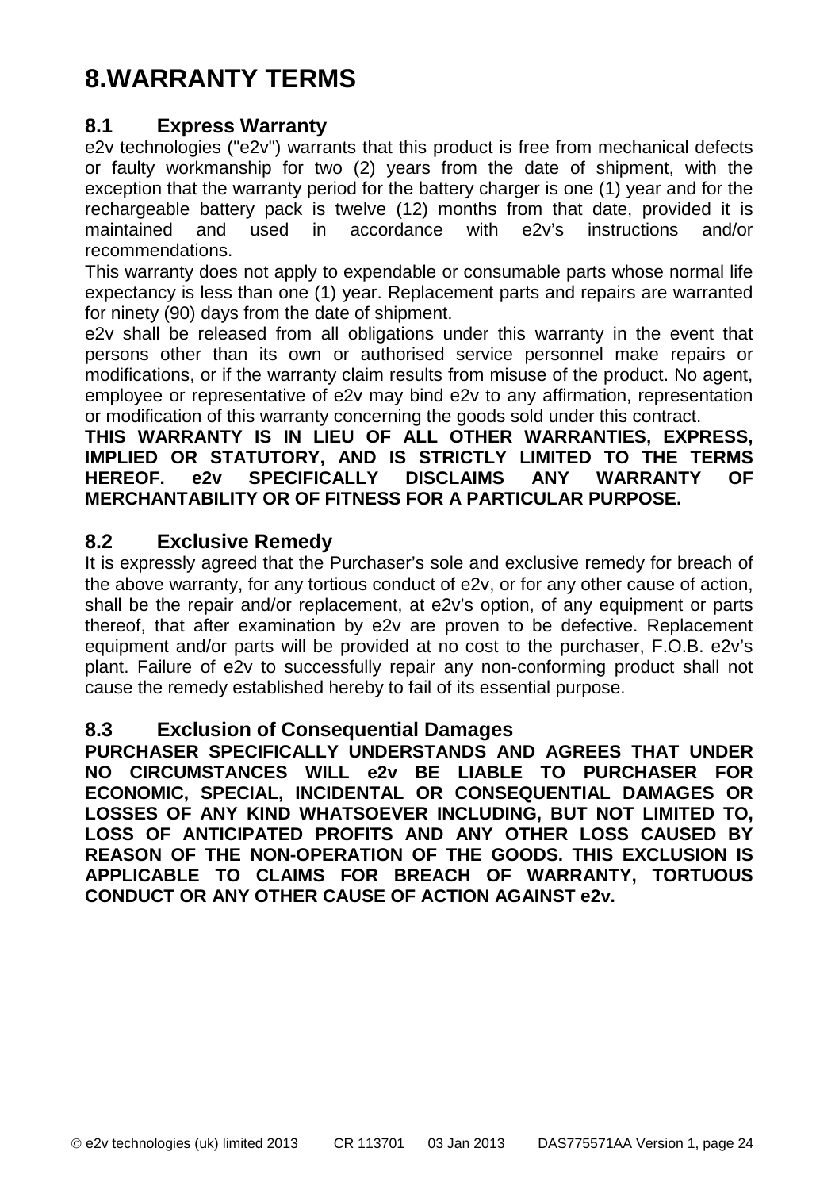# 8.WARRANTY TERMS

## 8.1 Express Warranty

e2v technologies ("e2v") warrants that this product is free from mechanical defects or faulty workmanship for two (2) years from the date of shipment, with the exception that the warranty period for the battery charger is one (1) year and for the rechargeable battery pack is twelve (12) months from that date, provided it is maintained and used in accordance with e2v's instructions and/or recommendations.

This warranty does not apply to expendable or consumable parts whose normal life expectancy is less than one (1) year. Replacement parts and repairs are warranted for ninety (90) days from the date of shipment.

e2v shall be released from all obligations under this warranty in the event that persons other than its own or authorised service personnel make repairs or modifications, or if the warranty claim results from misuse of the product. No agent, employee or representative of e2v may bind e2v to any affirmation, representation or modification of this warranty concerning the goods sold under this contract.

**THIS WARRANTY IS IN LIEU OF ALL OTHER WARRANTIES, EXPRESS, IMPLIED OR STATUTORY, AND IS STRICTLY LIMITED TO THE TERMS HEREOF. e2v SPECIFICALLY DISCLAIMS ANY WARRANTY OF MERCHANTABILITY OR OF FITNESS FOR A PARTICULAR PURPOSE.**

## 8.2 Exclusive Remedy

It is expressly agreed that the Purchaser's sole and exclusive remedy for breach of the above warranty, for any tortious conduct of e2v, or for any other cause of action, shall be the repair and/or replacement, at e2v's option, of any equipment or parts thereof, that after examination by e2v are proven to be defective. Replacement equipment and/or parts will be provided at no cost to the purchaser, F.O.B. e2v's plant. Failure of e2v to successfully repair any non-conforming product shall not cause the remedy established hereby to fail of its essential purpose.

## 8.3 Exclusion of Consequential Damages

**PURCHASER SPECIFICALLY UNDERSTANDS AND AGREES THAT UNDER NO CIRCUMSTANCES WILL e2v BE LIABLE TO PURCHASER FOR ECONOMIC, SPECIAL, INCIDENTAL OR CONSEQUENTIAL DAMAGES OR LOSSES OF ANY KIND WHATSOEVER INCLUDING, BUT NOT LIMITED TO, LOSS OF ANTICIPATED PROFITS AND ANY OTHER LOSS CAUSED BY REASON OF THE NON-OPERATION OF THE GOODS. THIS EXCLUSION IS APPLICABLE TO CLAIMS FOR BREACH OF WARRANTY, TORTUOUS CONDUCT OR ANY OTHER CAUSE OF ACTION AGAINST e2v.**